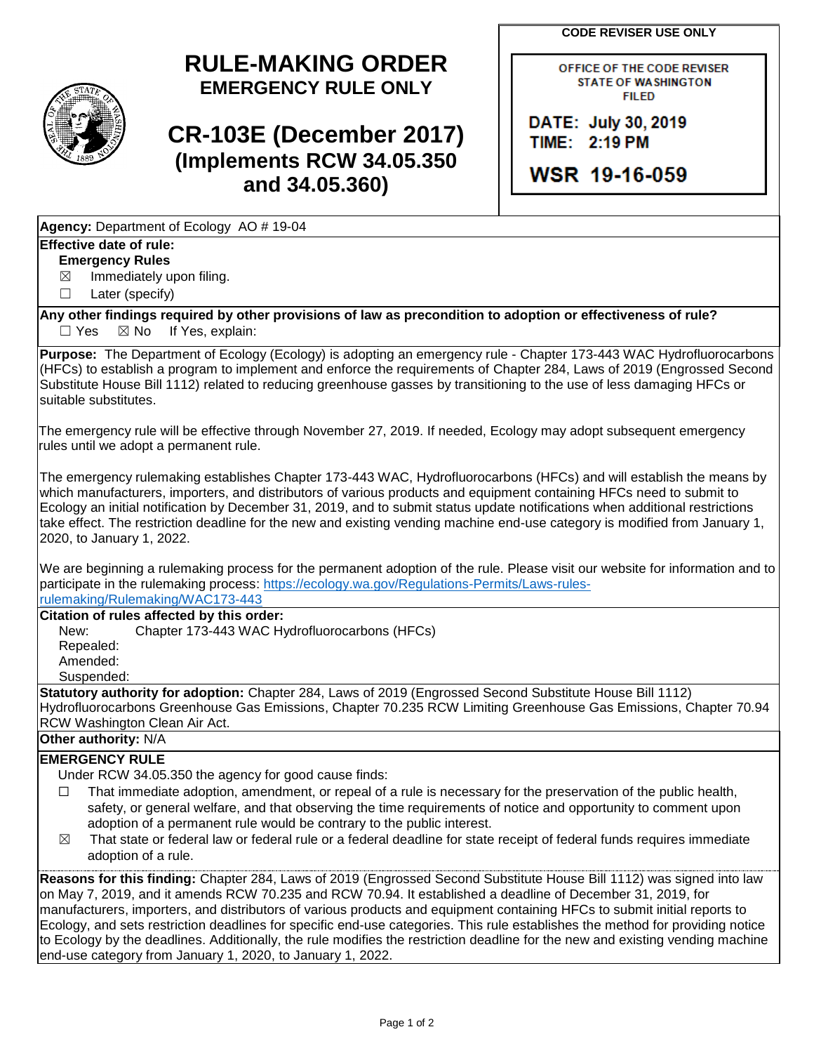# RULE-MAKING ORDER

## EMERGENCY RULE ONLY

# CR-103E (December 2017)

## (Implements RCW 34.05.350 and 34.05.360)

**CODE REVISER USE ONLY**

OFFICE OF THE CODE REVISER
STATE OF WASHINGTON
FILED

DATE: July 30, 2019
TIME: 2:19 PM

WSR 19-16-059

**Agency:** Department of Ecology AO # 19-04

**Effective date of rule:**

**Emergency Rules**

☒ Immediately upon filing.

☐ Later (specify)

**Any other findings required by other provisions of law as precondition to adoption or effectiveness of rule?**

☐ Yes ☒ No If Yes, explain:

**Purpose:** The Department of Ecology (Ecology) is adopting an emergency rule - Chapter 173-443 WAC Hydrofluorocarbons (HFCs) to establish a program to implement and enforce the requirements of Chapter 284, Laws of 2019 (Engrossed Second Substitute House Bill 1112) related to reducing greenhouse gasses by transitioning to the use of less damaging HFCs or suitable substitutes.

The emergency rule will be effective through November 27, 2019. If needed, Ecology may adopt subsequent emergency rules until we adopt a permanent rule.

The emergency rulemaking establishes Chapter 173-443 WAC, Hydrofluorocarbons (HFCs) and will establish the means by which manufacturers, importers, and distributors of various products and equipment containing HFCs need to submit to Ecology an initial notification by December 31, 2019, and to submit status update notifications when additional restrictions take effect. The restriction deadline for the new and existing vending machine end-use category is modified from January 1, 2020, to January 1, 2022.

We are beginning a rulemaking process for the permanent adoption of the rule. Please visit our website for information and to participate in the rulemaking process: https://ecology.wa.gov/Regulations-Permits/Laws-rules-rulemaking/Rulemaking/WAC173-443

**Citation of rules affected by this order:**

New: Chapter 173-443 WAC Hydrofluorocarbons (HFCs)
Repealed:
Amended:
Suspended:

**Statutory authority for adoption:** Chapter 284, Laws of 2019 (Engrossed Second Substitute House Bill 1112) Hydrofluorocarbons Greenhouse Gas Emissions, Chapter 70.235 RCW Limiting Greenhouse Gas Emissions, Chapter 70.94 RCW Washington Clean Air Act.

**Other authority:** N/A

**EMERGENCY RULE**

Under RCW 34.05.350 the agency for good cause finds:

☐ That immediate adoption, amendment, or repeal of a rule is necessary for the preservation of the public health, safety, or general welfare, and that observing the time requirements of notice and opportunity to comment upon adoption of a permanent rule would be contrary to the public interest.

☒ That state or federal law or federal rule or a federal deadline for state receipt of federal funds requires immediate adoption of a rule.

**Reasons for this finding:** Chapter 284, Laws of 2019 (Engrossed Second Substitute House Bill 1112) was signed into law on May 7, 2019, and it amends RCW 70.235 and RCW 70.94. It established a deadline of December 31, 2019, for manufacturers, importers, and distributors of various products and equipment containing HFCs to submit initial reports to Ecology, and sets restriction deadlines for specific end-use categories. This rule establishes the method for providing notice to Ecology by the deadlines. Additionally, the rule modifies the restriction deadline for the new and existing vending machine end-use category from January 1, 2020, to January 1, 2022.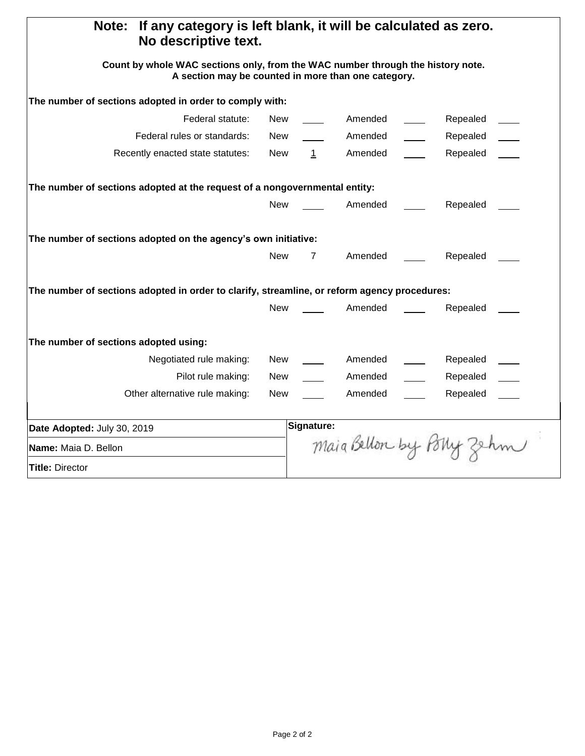**Note: If any category is left blank, it will be calculated as zero. No descriptive text.**

**Count by whole WAC sections only, from the WAC number through the history note. A section may be counted in more than one category.**

**The number of sections adopted in order to comply with:**

| | | | | | | |
|---|---|---|---|---|---|---|
| Federal statute: | New | | Amended | | Repealed | |
| Federal rules or standards: | New | | Amended | | Repealed | |
| Recently enacted state statutes: | New | 1 | Amended | | Repealed | |

**The number of sections adopted at the request of a nongovernmental entity:**

| | | | | | |
|---|---|---|---|---|---|
| New | | Amended | | Repealed | |

**The number of sections adopted on the agency's own initiative:**

| | | | | | |
|---|---|---|---|---|---|
| New | 7 | Amended | | Repealed | |

**The number of sections adopted in order to clarify, streamline, or reform agency procedures:**

| | | | | | |
|---|---|---|---|---|---|
| New | | Amended | | Repealed | |

**The number of sections adopted using:**

| | | | | | | |
|---|---|---|---|---|---|---|
| Negotiated rule making: | New | | Amended | | Repealed | |
| Pilot rule making: | New | | Amended | | Repealed | |
| Other alternative rule making: | New | | Amended | | Repealed | |

| | |
|---|---|
| **Date Adopted:** July 30, 2019 | **Signature:** Maia Bellon by Polly Zehm |
| **Name:** Maia D. Bellon | |
| **Title:** Director | |